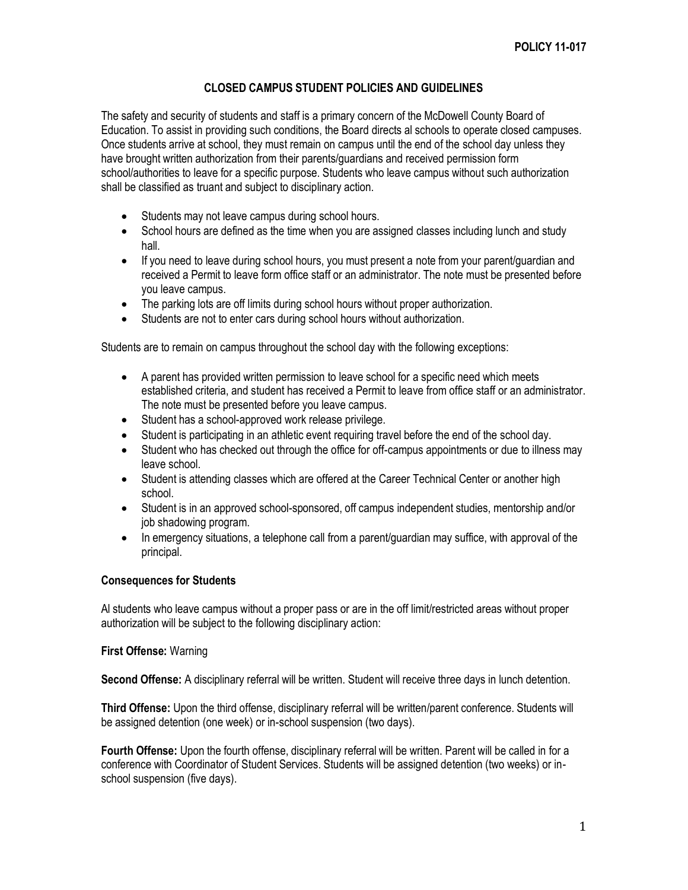**POLICY 11-017**

# CLOSED CAMPUS STUDENT POLICIES AND GUIDELINES

The safety and security of students and staff is a primary concern of the McDowell County Board of Education. To assist in providing such conditions, the Board directs al schools to operate closed campuses. Once students arrive at school, they must remain on campus until the end of the school day unless they have brought written authorization from their parents/guardians and received permission form school/authorities to leave for a specific purpose. Students who leave campus without such authorization shall be classified as truant and subject to disciplinary action.

- Students may not leave campus during school hours.
- School hours are defined as the time when you are assigned classes including lunch and study hall.
- If you need to leave during school hours, you must present a note from your parent/guardian and received a Permit to leave form office staff or an administrator. The note must be presented before you leave campus.
- The parking lots are off limits during school hours without proper authorization.
- Students are not to enter cars during school hours without authorization.

Students are to remain on campus throughout the school day with the following exceptions:

- A parent has provided written permission to leave school for a specific need which meets established criteria, and student has received a Permit to leave from office staff or an administrator. The note must be presented before you leave campus.
- Student has a school-approved work release privilege.
- Student is participating in an athletic event requiring travel before the end of the school day.
- Student who has checked out through the office for off-campus appointments or due to illness may leave school.
- Student is attending classes which are offered at the Career Technical Center or another high school.
- Student is in an approved school-sponsored, off campus independent studies, mentorship and/or job shadowing program.
- In emergency situations, a telephone call from a parent/guardian may suffice, with approval of the principal.

### Consequences for Students

Al students who leave campus without a proper pass or are in the off limit/restricted areas without proper authorization will be subject to the following disciplinary action:

**First Offense:** Warning

**Second Offense:** A disciplinary referral will be written. Student will receive three days in lunch detention.

**Third Offense:** Upon the third offense, disciplinary referral will be written/parent conference. Students will be assigned detention (one week) or in-school suspension (two days).

**Fourth Offense:** Upon the fourth offense, disciplinary referral will be written. Parent will be called in for a conference with Coordinator of Student Services. Students will be assigned detention (two weeks) or in-school suspension (five days).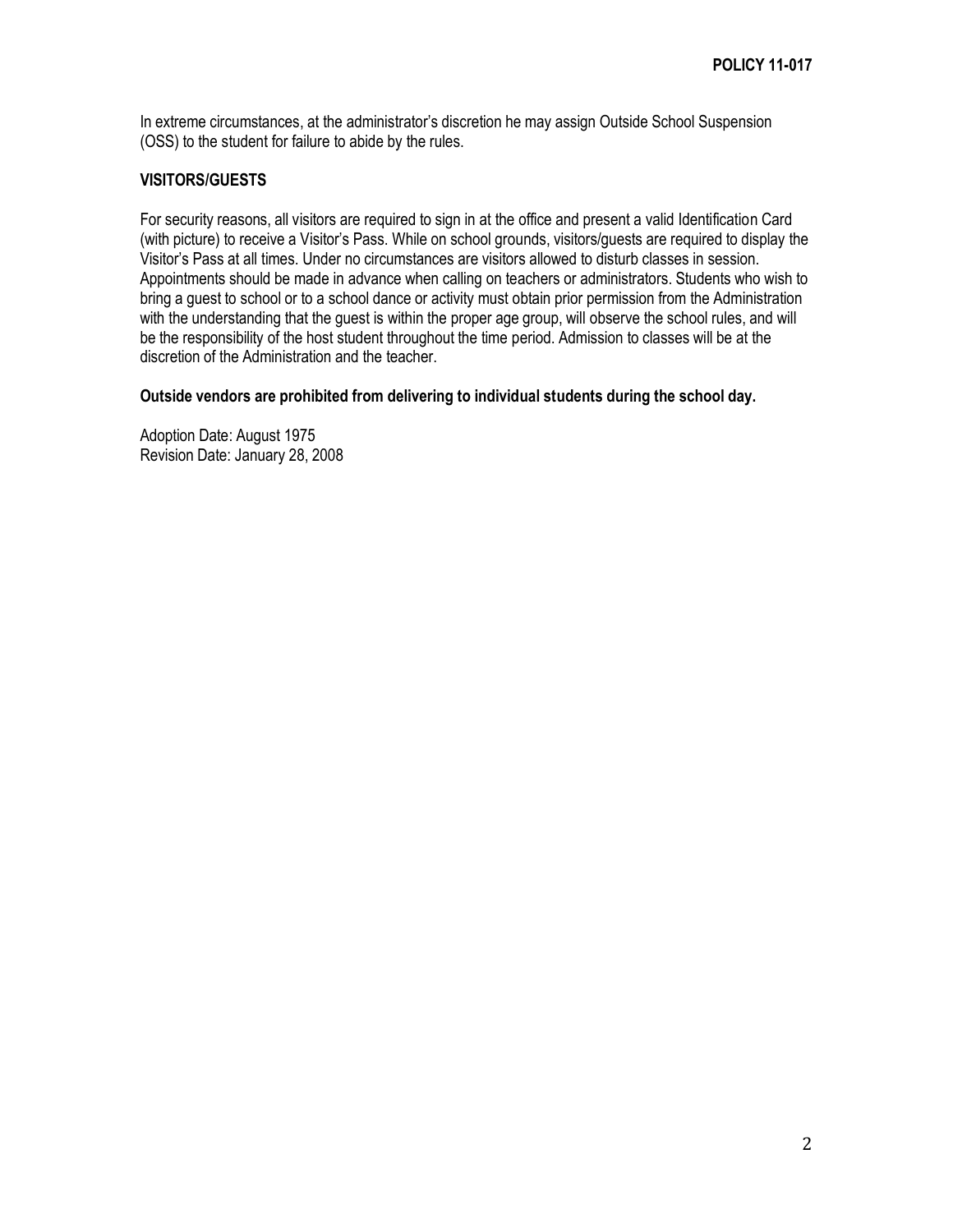In extreme circumstances, at the administrator's discretion he may assign Outside School Suspension (OSS) to the student for failure to abide by the rules.

**VISITORS/GUESTS**

For security reasons, all visitors are required to sign in at the office and present a valid Identification Card (with picture) to receive a Visitor's Pass. While on school grounds, visitors/guests are required to display the Visitor's Pass at all times. Under no circumstances are visitors allowed to disturb classes in session. Appointments should be made in advance when calling on teachers or administrators. Students who wish to bring a guest to school or to a school dance or activity must obtain prior permission from the Administration with the understanding that the guest is within the proper age group, will observe the school rules, and will be the responsibility of the host student throughout the time period. Admission to classes will be at the discretion of the Administration and the teacher.

**Outside vendors are prohibited from delivering to individual students during the school day.**

Adoption Date: August 1975
Revision Date: January 28, 2008